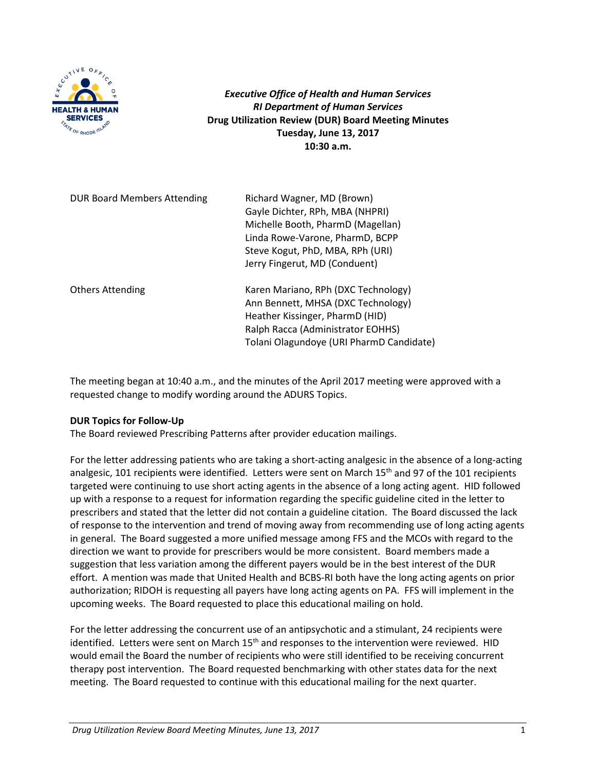***Executive Office of Health and Human Services***
***RI Department of Human Services***
**Drug Utilization Review (DUR) Board Meeting Minutes**
**Tuesday, June 13, 2017**
**10:30 a.m.**

| | |
|---|---|
| DUR Board Members Attending | Richard Wagner, MD (Brown)<br>Gayle Dichter, RPh, MBA (NHPRI)<br>Michelle Booth, PharmD (Magellan)<br>Linda Rowe-Varone, PharmD, BCPP<br>Steve Kogut, PhD, MBA, RPh (URI)<br>Jerry Fingerut, MD (Conduent) |
| Others Attending | Karen Mariano, RPh (DXC Technology)<br>Ann Bennett, MHSA (DXC Technology)<br>Heather Kissinger, PharmD (HID)<br>Ralph Racca (Administrator EOHHS)<br>Tolani Olagundoye (URI PharmD Candidate) |

The meeting began at 10:40 a.m., and the minutes of the April 2017 meeting were approved with a requested change to modify wording around the ADURS Topics.

**DUR Topics for Follow-Up**

The Board reviewed Prescribing Patterns after provider education mailings.

For the letter addressing patients who are taking a short-acting analgesic in the absence of a long-acting analgesic, 101 recipients were identified. Letters were sent on March 15th and 97 of the 101 recipients targeted were continuing to use short acting agents in the absence of a long acting agent. HID followed up with a response to a request for information regarding the specific guideline cited in the letter to prescribers and stated that the letter did not contain a guideline citation. The Board discussed the lack of response to the intervention and trend of moving away from recommending use of long acting agents in general. The Board suggested a more unified message among FFS and the MCOs with regard to the direction we want to provide for prescribers would be more consistent. Board members made a suggestion that less variation among the different payers would be in the best interest of the DUR effort. A mention was made that United Health and BCBS-RI both have the long acting agents on prior authorization; RIDOH is requesting all payers have long acting agents on PA. FFS will implement in the upcoming weeks. The Board requested to place this educational mailing on hold.

For the letter addressing the concurrent use of an antipsychotic and a stimulant, 24 recipients were identified. Letters were sent on March 15th and responses to the intervention were reviewed. HID would email the Board the number of recipients who were still identified to be receiving concurrent therapy post intervention. The Board requested benchmarking with other states data for the next meeting. The Board requested to continue with this educational mailing for the next quarter.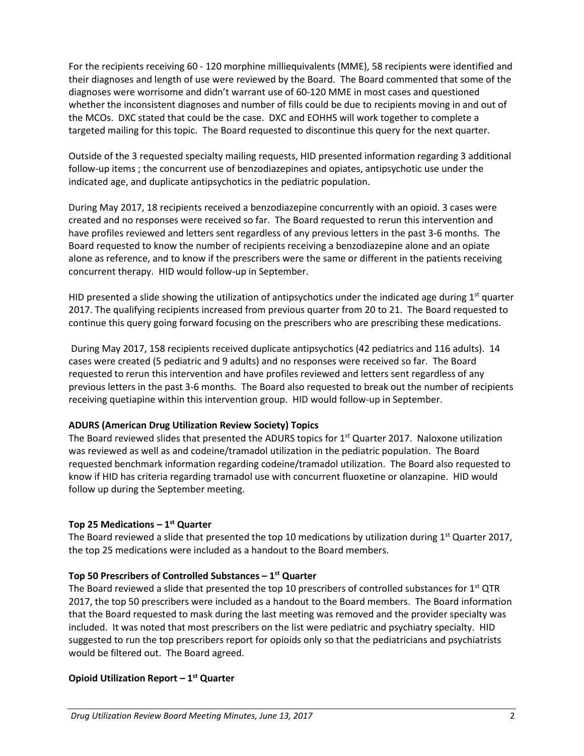For the recipients receiving 60 - 120 morphine milliequivalents (MME), 58 recipients were identified and their diagnoses and length of use were reviewed by the Board. The Board commented that some of the diagnoses were worrisome and didn't warrant use of 60-120 MME in most cases and questioned whether the inconsistent diagnoses and number of fills could be due to recipients moving in and out of the MCOs. DXC stated that could be the case. DXC and EOHHS will work together to complete a targeted mailing for this topic. The Board requested to discontinue this query for the next quarter.

Outside of the 3 requested specialty mailing requests, HID presented information regarding 3 additional follow-up items ; the concurrent use of benzodiazepines and opiates, antipsychotic use under the indicated age, and duplicate antipsychotics in the pediatric population.

During May 2017, 18 recipients received a benzodiazepine concurrently with an opioid. 3 cases were created and no responses were received so far. The Board requested to rerun this intervention and have profiles reviewed and letters sent regardless of any previous letters in the past 3-6 months. The Board requested to know the number of recipients receiving a benzodiazepine alone and an opiate alone as reference, and to know if the prescribers were the same or different in the patients receiving concurrent therapy. HID would follow-up in September.

HID presented a slide showing the utilization of antipsychotics under the indicated age during 1st quarter 2017. The qualifying recipients increased from previous quarter from 20 to 21. The Board requested to continue this query going forward focusing on the prescribers who are prescribing these medications.

During May 2017, 158 recipients received duplicate antipsychotics (42 pediatrics and 116 adults). 14 cases were created (5 pediatric and 9 adults) and no responses were received so far. The Board requested to rerun this intervention and have profiles reviewed and letters sent regardless of any previous letters in the past 3-6 months. The Board also requested to break out the number of recipients receiving quetiapine within this intervention group. HID would follow-up in September.

**ADURS (American Drug Utilization Review Society) Topics**
The Board reviewed slides that presented the ADURS topics for 1st Quarter 2017. Naloxone utilization was reviewed as well as and codeine/tramadol utilization in the pediatric population. The Board requested benchmark information regarding codeine/tramadol utilization. The Board also requested to know if HID has criteria regarding tramadol use with concurrent fluoxetine or olanzapine. HID would follow up during the September meeting.

**Top 25 Medications – 1st Quarter**
The Board reviewed a slide that presented the top 10 medications by utilization during 1st Quarter 2017, the top 25 medications were included as a handout to the Board members.

**Top 50 Prescribers of Controlled Substances – 1st Quarter**
The Board reviewed a slide that presented the top 10 prescribers of controlled substances for 1st QTR 2017, the top 50 prescribers were included as a handout to the Board members. The Board information that the Board requested to mask during the last meeting was removed and the provider specialty was included. It was noted that most prescribers on the list were pediatric and psychiatry specialty. HID suggested to run the top prescribers report for opioids only so that the pediatricians and psychiatrists would be filtered out. The Board agreed.

**Opioid Utilization Report – 1st Quarter**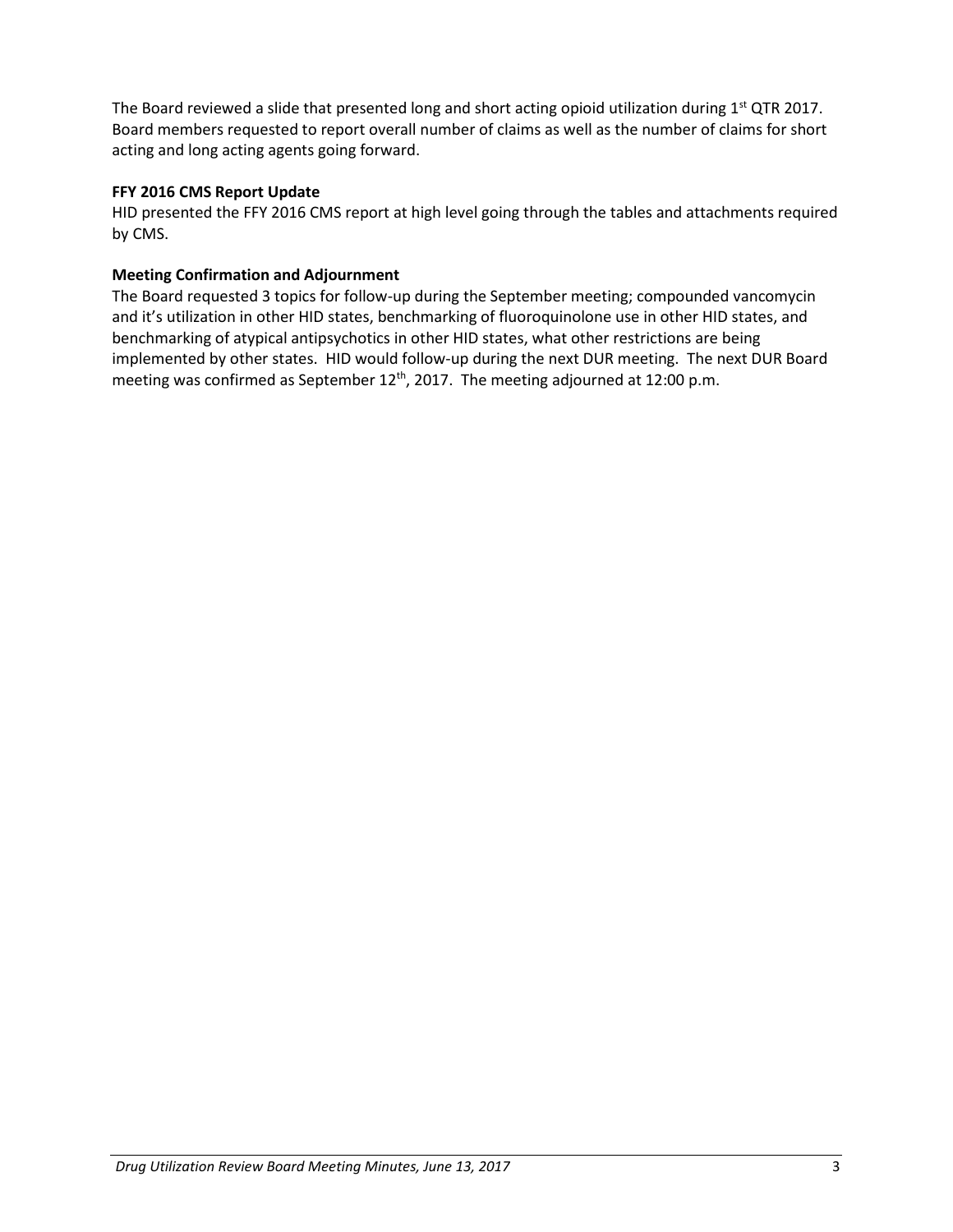The Board reviewed a slide that presented long and short acting opioid utilization during 1st QTR 2017. Board members requested to report overall number of claims as well as the number of claims for short acting and long acting agents going forward.

**FFY 2016 CMS Report Update**

HID presented the FFY 2016 CMS report at high level going through the tables and attachments required by CMS.

**Meeting Confirmation and Adjournment**

The Board requested 3 topics for follow-up during the September meeting; compounded vancomycin and it's utilization in other HID states, benchmarking of fluoroquinolone use in other HID states, and benchmarking of atypical antipsychotics in other HID states, what other restrictions are being implemented by other states. HID would follow-up during the next DUR meeting. The next DUR Board meeting was confirmed as September 12th, 2017. The meeting adjourned at 12:00 p.m.